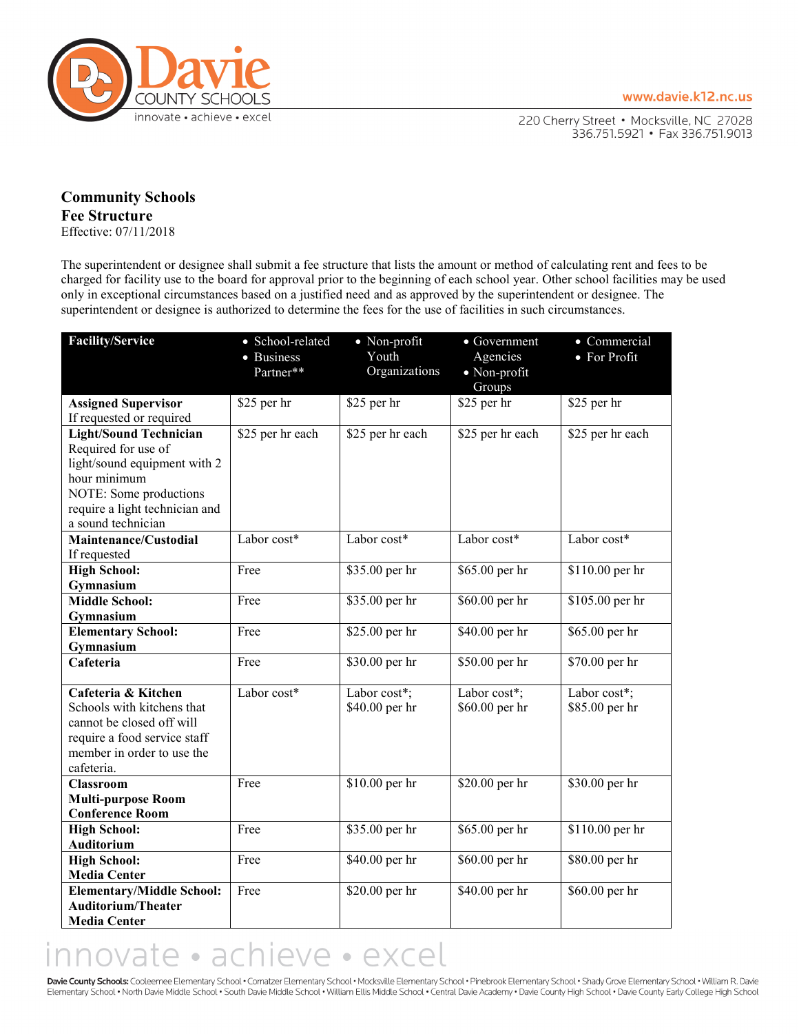Davie County Schools
innovate • achieve • excel

www.davie.k12.nc.us

220 Cherry Street • Mocksville, NC 27028
336.751.5921 • Fax 336.751.9013

**Community Schools**
**Fee Structure**
Effective: 07/11/2018

The superintendent or designee shall submit a fee structure that lists the amount or method of calculating rent and fees to be charged for facility use to the board for approval prior to the beginning of each school year. Other school facilities may be used only in exceptional circumstances based on a justified need and as approved by the superintendent or designee. The superintendent or designee is authorized to determine the fees for the use of facilities in such circumstances.

| Facility/Service | • School-related • Business Partner** | • Non-profit Youth Organizations | • Government Agencies • Non-profit Groups | • Commercial • For Profit |
|---|---|---|---|---|
| **Assigned Supervisor** If requested or required | $25 per hr | $25 per hr | $25 per hr | $25 per hr |
| **Light/Sound Technician** Required for use of light/sound equipment with 2 hour minimum NOTE: Some productions require a light technician and a sound technician | $25 per hr each | $25 per hr each | $25 per hr each | $25 per hr each |
| **Maintenance/Custodial** If requested | Labor cost* | Labor cost* | Labor cost* | Labor cost* |
| **High School: Gymnasium** | Free | $35.00 per hr | $65.00 per hr | $110.00 per hr |
| **Middle School: Gymnasium** | Free | $35.00 per hr | $60.00 per hr | $105.00 per hr |
| **Elementary School: Gymnasium** | Free | $25.00 per hr | $40.00 per hr | $65.00 per hr |
| **Cafeteria** | Free | $30.00 per hr | $50.00 per hr | $70.00 per hr |
| **Cafeteria & Kitchen** Schools with kitchens that cannot be closed off will require a food service staff member in order to use the cafeteria. | Labor cost* | Labor cost*; $40.00 per hr | Labor cost*; $60.00 per hr | Labor cost*; $85.00 per hr |
| **Classroom Multi-purpose Room Conference Room** | Free | $10.00 per hr | $20.00 per hr | $30.00 per hr |
| **High School: Auditorium** | Free | $35.00 per hr | $65.00 per hr | $110.00 per hr |
| **High School: Media Center** | Free | $40.00 per hr | $60.00 per hr | $80.00 per hr |
| **Elementary/Middle School: Auditorium/Theater Media Center** | Free | $20.00 per hr | $40.00 per hr | $60.00 per hr |

innovate • achieve • excel

**Davie County Schools:** Cooleemee Elementary School • Cornatzer Elementary School • Mocksville Elementary School • Pinebrook Elementary School • Shady Grove Elementary School • William R. Davie Elementary School • North Davie Middle School • South Davie Middle School • William Ellis Middle School • Central Davie Academy • Davie County High School • Davie County Early College High School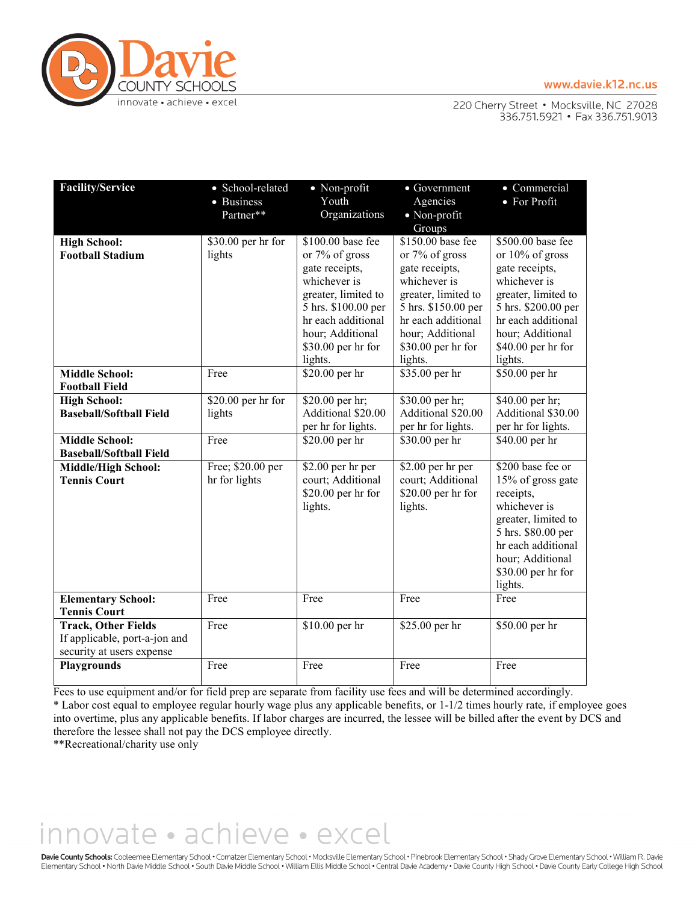| Facility/Service | • School-related • Business Partner** | • Non-profit Youth Organizations | • Government Agencies • Non-profit Groups | • Commercial • For Profit |
|---|---|---|---|---|
| **High School: Football Stadium** | $30.00 per hr for lights | $100.00 base fee or 7% of gross gate receipts, whichever is greater, limited to 5 hrs. $100.00 per hr each additional hour; Additional $30.00 per hr for lights. | $150.00 base fee or 7% of gross gate receipts, whichever is greater, limited to 5 hrs. $150.00 per hr each additional hour; Additional $30.00 per hr for lights. | $500.00 base fee or 10% of gross gate receipts, whichever is greater, limited to 5 hrs. $200.00 per hr each additional hour; Additional $40.00 per hr for lights. |
| **Middle School: Football Field** | Free | $20.00 per hr | $35.00 per hr | $50.00 per hr |
| **High School: Baseball/Softball Field** | $20.00 per hr for lights | $20.00 per hr; Additional $20.00 per hr for lights. | $30.00 per hr; Additional $20.00 per hr for lights. | $40.00 per hr; Additional $30.00 per hr for lights. |
| **Middle School: Baseball/Softball Field** | Free | $20.00 per hr | $30.00 per hr | $40.00 per hr |
| **Middle/High School: Tennis Court** | Free; $20.00 per hr for lights | $2.00 per hr per court; Additional $20.00 per hr for lights. | $2.00 per hr per court; Additional $20.00 per hr for lights. | $200 base fee or 15% of gross gate receipts, whichever is greater, limited to 5 hrs. $80.00 per hr each additional hour; Additional $30.00 per hr for lights. |
| **Elementary School: Tennis Court** | Free | Free | Free | Free |
| **Track, Other Fields** If applicable, port-a-jon and security at users expense | Free | $10.00 per hr | $25.00 per hr | $50.00 per hr |
| **Playgrounds** | Free | Free | Free | Free |

Fees to use equipment and/or for field prep are separate from facility use fees and will be determined accordingly.

* Labor cost equal to employee regular hourly wage plus any applicable benefits, or 1-1/2 times hourly rate, if employee goes into overtime, plus any applicable benefits. If labor charges are incurred, the lessee will be billed after the event by DCS and therefore the lessee shall not pay the DCS employee directly.

**Recreational/charity use only